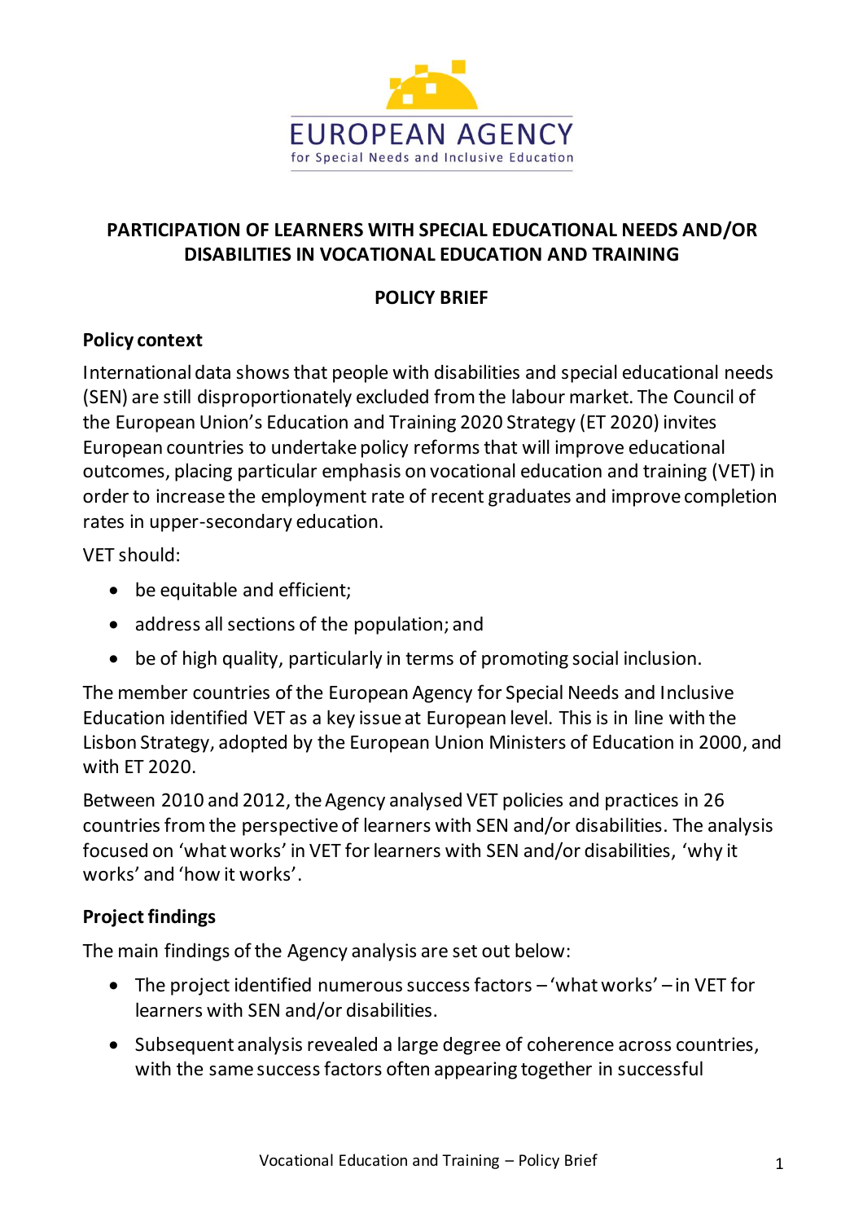EUROPEAN AGENCY
for Special Needs and Inclusive Education

# PARTICIPATION OF LEARNERS WITH SPECIAL EDUCATIONAL NEEDS AND/OR DISABILITIES IN VOCATIONAL EDUCATION AND TRAINING

## POLICY BRIEF

### Policy context

International data shows that people with disabilities and special educational needs (SEN) are still disproportionately excluded from the labour market. The Council of the European Union's Education and Training 2020 Strategy (ET 2020) invites European countries to undertake policy reforms that will improve educational outcomes, placing particular emphasis on vocational education and training (VET) in order to increase the employment rate of recent graduates and improve completion rates in upper-secondary education.

VET should:

- be equitable and efficient;
- address all sections of the population; and
- be of high quality, particularly in terms of promoting social inclusion.

The member countries of the European Agency for Special Needs and Inclusive Education identified VET as a key issue at European level. This is in line with the Lisbon Strategy, adopted by the European Union Ministers of Education in 2000, and with ET 2020.

Between 2010 and 2012, the Agency analysed VET policies and practices in 26 countries from the perspective of learners with SEN and/or disabilities. The analysis focused on 'what works' in VET for learners with SEN and/or disabilities, 'why it works' and 'how it works'.

### Project findings

The main findings of the Agency analysis are set out below:

- The project identified numerous success factors – 'what works' – in VET for learners with SEN and/or disabilities.
- Subsequent analysis revealed a large degree of coherence across countries, with the same success factors often appearing together in successful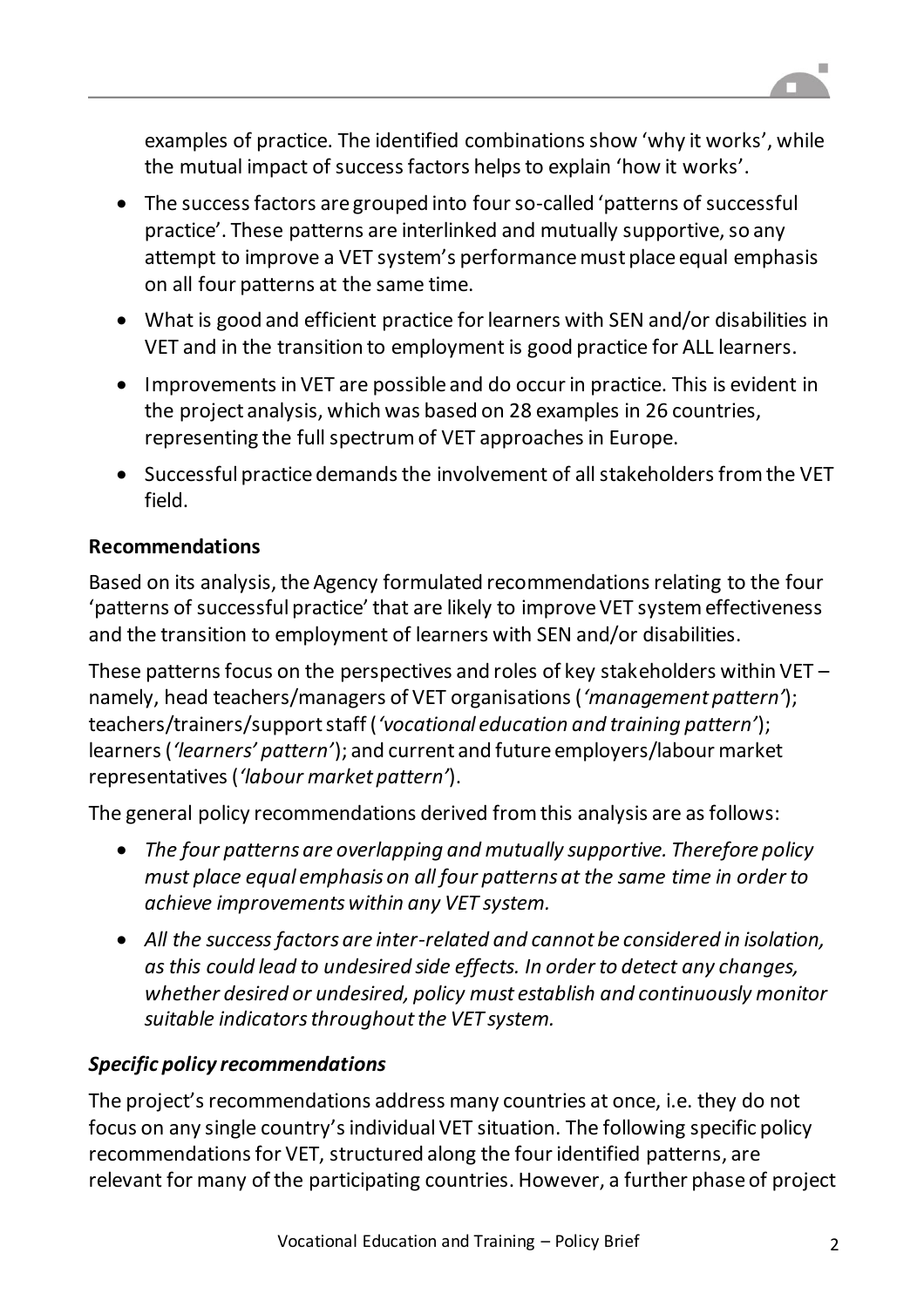examples of practice. The identified combinations show 'why it works', while the mutual impact of success factors helps to explain 'how it works'.

- The success factors are grouped into four so-called 'patterns of successful practice'. These patterns are interlinked and mutually supportive, so any attempt to improve a VET system's performance must place equal emphasis on all four patterns at the same time.
- What is good and efficient practice for learners with SEN and/or disabilities in VET and in the transition to employment is good practice for ALL learners.
- Improvements in VET are possible and do occur in practice. This is evident in the project analysis, which was based on 28 examples in 26 countries, representing the full spectrum of VET approaches in Europe.
- Successful practice demands the involvement of all stakeholders from the VET field.

**Recommendations**

Based on its analysis, the Agency formulated recommendations relating to the four 'patterns of successful practice' that are likely to improve VET system effectiveness and the transition to employment of learners with SEN and/or disabilities.

These patterns focus on the perspectives and roles of key stakeholders within VET – namely, head teachers/managers of VET organisations (*'management pattern'*); teachers/trainers/support staff (*'vocational education and training pattern'*); learners (*'learners' pattern'*); and current and future employers/labour market representatives (*'labour market pattern'*).

The general policy recommendations derived from this analysis are as follows:

- *The four patterns are overlapping and mutually supportive. Therefore policy must place equal emphasis on all four patterns at the same time in order to achieve improvements within any VET system.*
- *All the success factors are inter-related and cannot be considered in isolation, as this could lead to undesired side effects. In order to detect any changes, whether desired or undesired, policy must establish and continuously monitor suitable indicators throughout the VET system.*

***Specific policy recommendations***

The project's recommendations address many countries at once, i.e. they do not focus on any single country's individual VET situation. The following specific policy recommendations for VET, structured along the four identified patterns, are relevant for many of the participating countries. However, a further phase of project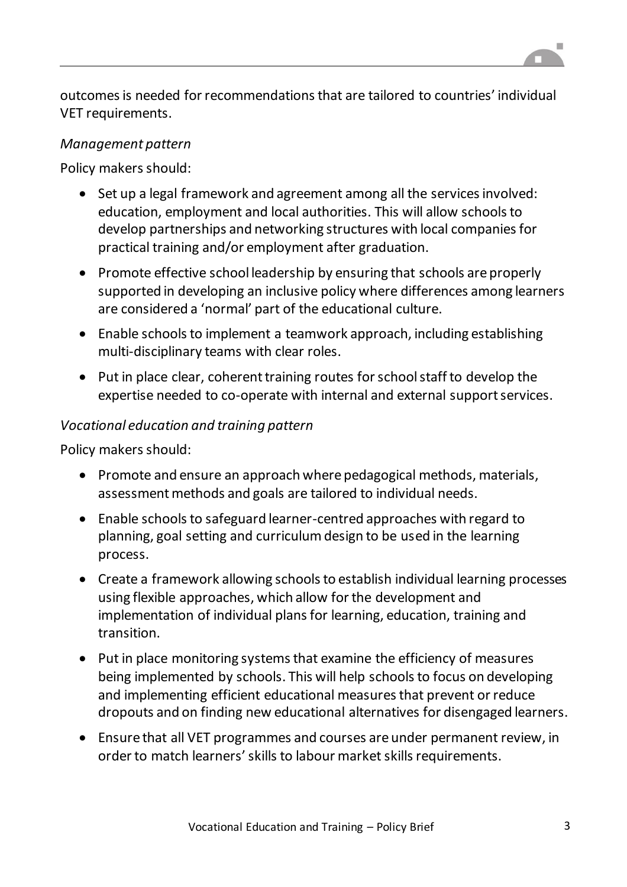outcomes is needed for recommendations that are tailored to countries' individual VET requirements.

*Management pattern*

Policy makers should:

- Set up a legal framework and agreement among all the services involved: education, employment and local authorities. This will allow schools to develop partnerships and networking structures with local companies for practical training and/or employment after graduation.
- Promote effective school leadership by ensuring that schools are properly supported in developing an inclusive policy where differences among learners are considered a 'normal' part of the educational culture.
- Enable schools to implement a teamwork approach, including establishing multi-disciplinary teams with clear roles.
- Put in place clear, coherent training routes for school staff to develop the expertise needed to co-operate with internal and external support services.

*Vocational education and training pattern*

Policy makers should:

- Promote and ensure an approach where pedagogical methods, materials, assessment methods and goals are tailored to individual needs.
- Enable schools to safeguard learner-centred approaches with regard to planning, goal setting and curriculum design to be used in the learning process.
- Create a framework allowing schools to establish individual learning processes using flexible approaches, which allow for the development and implementation of individual plans for learning, education, training and transition.
- Put in place monitoring systems that examine the efficiency of measures being implemented by schools. This will help schools to focus on developing and implementing efficient educational measures that prevent or reduce dropouts and on finding new educational alternatives for disengaged learners.
- Ensure that all VET programmes and courses are under permanent review, in order to match learners' skills to labour market skills requirements.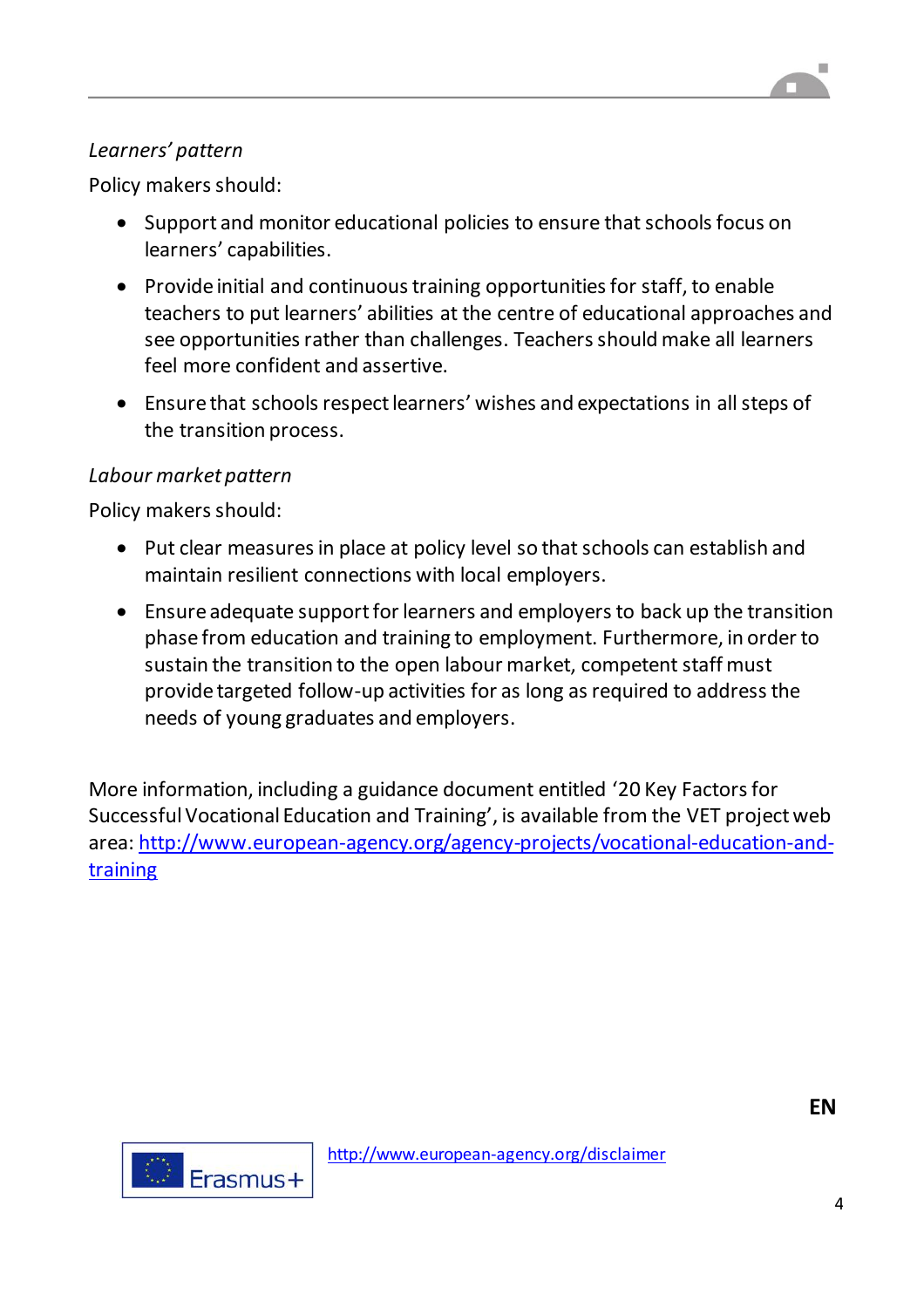*Learners' pattern*

Policy makers should:

- Support and monitor educational policies to ensure that schools focus on learners' capabilities.
- Provide initial and continuous training opportunities for staff, to enable teachers to put learners' abilities at the centre of educational approaches and see opportunities rather than challenges. Teachers should make all learners feel more confident and assertive.
- Ensure that schools respect learners' wishes and expectations in all steps of the transition process.

*Labour market pattern*

Policy makers should:

- Put clear measures in place at policy level so that schools can establish and maintain resilient connections with local employers.
- Ensure adequate support for learners and employers to back up the transition phase from education and training to employment. Furthermore, in order to sustain the transition to the open labour market, competent staff must provide targeted follow-up activities for as long as required to address the needs of young graduates and employers.

More information, including a guidance document entitled '20 Key Factors for Successful Vocational Education and Training', is available from the VET project web area: [http://www.european-agency.org/agency-projects/vocational-education-and-training](http://www.european-agency.org/agency-projects/vocational-education-and-training)

EN

Erasmus+

[http://www.european-agency.org/disclaimer](http://www.european-agency.org/disclaimer)